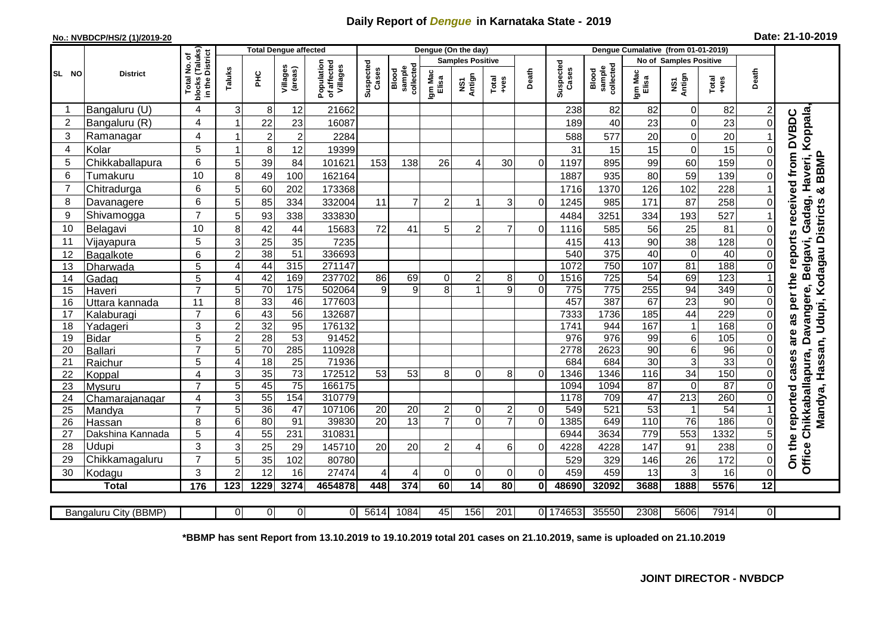# Daily Report of *Dengue* in Karnataka State - 2019

**No.: NVBDCP/HS/2 (1)/2019-20**

**Date: 21-10-2019**

| SL NO | District | Total No. of blocks (Taluks) in the District | Total Dengue affected | | | | Dengue (On the day) | | | | | | | Dengue Cumalative (from 01-01-2019) | | | | | | | |
|---|---|---|---|---|---|---|---|---|---|---|---|---|---|---|---|---|---|---|---|---|
| | | | Taluks | PHC | Villages (areas) | Population of affected Villages | Suspected Cases | Blood sample collected | Samples Positive | | | Death | Suspected Cases | Blood sample collected | No of Samples Positive | | | Death | |
| | | | | | | | | | Igm Mac Elisa | NS1 Antign | Total +ves | | | | Igm Mac Elisa | NS1 Antign | Total +ves | | |
| 1 | Bangaluru (U) | 4 | 3 | 8 | 12 | 21662 | | | | | | | 238 | 82 | 82 | 0 | 82 | 2 | On the reported cases are as per the reports received from DVBDC Office Chikkaballapura, Davangere, Belgavi, Gadag, Haveri, Koppala, Mandya, Hassan, Udupi, Kodagau Districts & BBMP |
| 2 | Bangaluru (R) | 4 | 1 | 22 | 23 | 16087 | | | | | | | 189 | 40 | 23 | 0 | 23 | 0 | |
| 3 | Ramanagar | 4 | 1 | 2 | 2 | 2284 | | | | | | | 588 | 577 | 20 | 0 | 20 | 1 | |
| 4 | Kolar | 5 | 1 | 8 | 12 | 19399 | | | | | | | 31 | 15 | 15 | 0 | 15 | 0 | |
| 5 | Chikkaballapura | 6 | 5 | 39 | 84 | 101621 | 153 | 138 | 26 | 4 | 30 | 0 | 1197 | 895 | 99 | 60 | 159 | 0 | |
| 6 | Tumakuru | 10 | 8 | 49 | 100 | 162164 | | | | | | | 1887 | 935 | 80 | 59 | 139 | 0 | |
| 7 | Chitradurga | 6 | 5 | 60 | 202 | 173368 | | | | | | | 1716 | 1370 | 126 | 102 | 228 | 1 | |
| 8 | Davanagere | 6 | 5 | 85 | 334 | 332004 | 11 | 7 | 2 | 1 | 3 | 0 | 1245 | 985 | 171 | 87 | 258 | 0 | |
| 9 | Shivamogga | 7 | 5 | 93 | 338 | 333830 | | | | | | | 4484 | 3251 | 334 | 193 | 527 | 1 | |
| 10 | Belagavi | 10 | 8 | 42 | 44 | 15683 | 72 | 41 | 5 | 2 | 7 | 0 | 1116 | 585 | 56 | 25 | 81 | 0 | |
| 11 | Vijayapura | 5 | 3 | 25 | 35 | 7235 | | | | | | | 415 | 413 | 90 | 38 | 128 | 0 | |
| 12 | Bagalkote | 6 | 2 | 38 | 51 | 336693 | | | | | | | 540 | 375 | 40 | 0 | 40 | 0 | |
| 13 | Dharwada | 5 | 4 | 44 | 315 | 271147 | | | | | | | 1072 | 750 | 107 | 81 | 188 | 0 | |
| 14 | Gadag | 5 | 4 | 42 | 169 | 237702 | 86 | 69 | 0 | 2 | 8 | 0 | 1516 | 725 | 54 | 69 | 123 | 1 | |
| 15 | Haveri | 7 | 5 | 70 | 175 | 502064 | 9 | 9 | 8 | 1 | 9 | 0 | 775 | 775 | 255 | 94 | 349 | 0 | |
| 16 | Uttara kannada | 11 | 8 | 33 | 46 | 177603 | | | | | | | 457 | 387 | 67 | 23 | 90 | 0 | |
| 17 | Kalaburagi | 7 | 6 | 43 | 56 | 132687 | | | | | | | 7333 | 1736 | 185 | 44 | 229 | 0 | |
| 18 | Yadageri | 3 | 2 | 32 | 95 | 176132 | | | | | | | 1741 | 944 | 167 | 1 | 168 | 0 | |
| 19 | Bidar | 5 | 2 | 28 | 53 | 91452 | | | | | | | 976 | 976 | 99 | 6 | 105 | 0 | |
| 20 | Ballari | 7 | 5 | 70 | 285 | 110928 | | | | | | | 2778 | 2623 | 90 | 6 | 96 | 0 | |
| 21 | Raichur | 5 | 4 | 18 | 25 | 71936 | | | | | | | 684 | 684 | 30 | 3 | 33 | 0 | |
| 22 | Koppal | 4 | 3 | 35 | 73 | 172512 | 53 | 53 | 8 | 0 | 8 | 0 | 1346 | 1346 | 116 | 34 | 150 | 0 | |
| 23 | Mysuru | 7 | 5 | 45 | 75 | 166175 | | | | | | | 1094 | 1094 | 87 | 0 | 87 | 0 | |
| 24 | Chamarajanagar | 4 | 3 | 55 | 154 | 310779 | | | | | | | 1178 | 709 | 47 | 213 | 260 | 0 | |
| 25 | Mandya | 7 | 5 | 36 | 47 | 107106 | 20 | 20 | 2 | 0 | 2 | 0 | 549 | 521 | 53 | 1 | 54 | 1 | |
| 26 | Hassan | 8 | 6 | 80 | 91 | 39830 | 20 | 13 | 7 | 0 | 7 | 0 | 1385 | 649 | 110 | 76 | 186 | 0 | |
| 27 | Dakshina Kannada | 5 | 4 | 55 | 231 | 310831 | | | | | | | 6944 | 3634 | 779 | 553 | 1332 | 5 | |
| 28 | Udupi | 3 | 3 | 25 | 29 | 145710 | 20 | 20 | 2 | 4 | 6 | 0 | 4228 | 4228 | 147 | 91 | 238 | 0 | |
| 29 | Chikkamagaluru | 7 | 5 | 35 | 102 | 80780 | | | | | | | 529 | 329 | 146 | 26 | 172 | 0 | |
| 30 | Kodagu | 3 | 2 | 12 | 16 | 27474 | 4 | 4 | 0 | 0 | 0 | 0 | 459 | 459 | 13 | 3 | 16 | 0 | |
| | **Total** | **176** | **123** | **1229** | **3274** | **4654878** | **448** | **374** | **60** | **14** | **80** | **0** | **48690** | **32092** | **3688** | **1888** | **5576** | **12** | |
| | Bangaluru City (BBMP) | | 0 | 0 | 0 | 0 | 5614 | 1084 | 45 | 156 | 201 | 0 | 174653 | 35550 | 2308 | 5606 | 7914 | 0 | |

**\*BBMP has sent Report from 13.10.2019 to 19.10.2019 total 201 cases on 21.10.2019, same is uploaded on 21.10.2019**

**JOINT DIRECTOR - NVBDCP**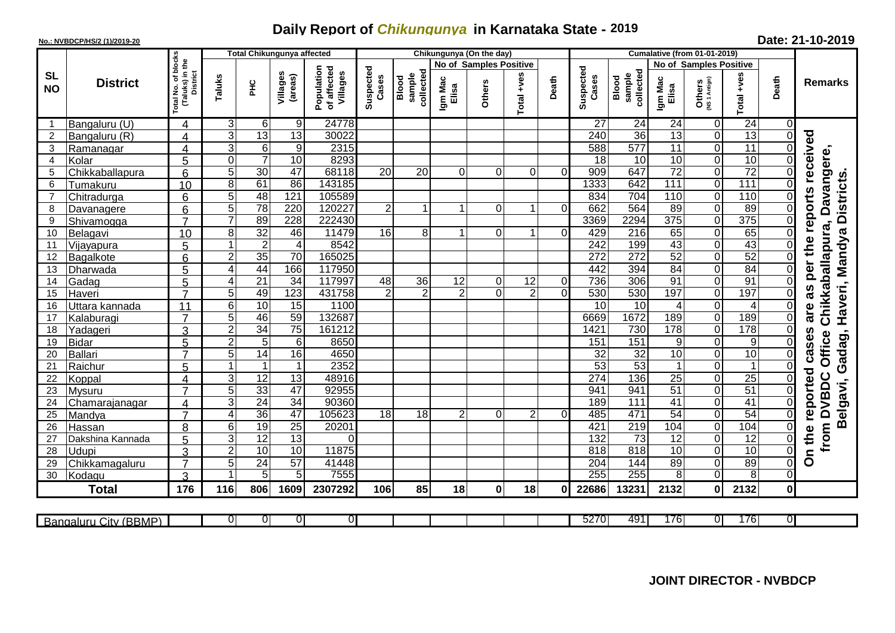# Daily Report of *Chikungunya* in Karnataka State - 2019

**No.: NVBDCP/HS/2 (1)/2019-20**

**Date: 21-10-2019**

| SL NO | District | Total No. of blocks (Taluks) in the District | Total Chikungunya affected | | | | Chikungunya (On the day) | | | | | | | Cumalative (from 01-01-2019) | | | | | | | Remarks |
|---|---|---|---|---|---|---|---|---|---|---|---|---|---|---|---|---|---|---|---|---|---|
| | | | Taluks | PHC | Villages (areas) | Population of affected Villages | Suspected Cases | Blood sample collected | No of Samples Positive | | | Death | Suspected Cases | Blood sample collected | No of Samples Positive | | | Death | |
| | | | | | | | | | Igm Mac Elisa | Others | Total +ves | | | | Igm Mac Elisa | Others (NS 1 Antign) | Total +ves | | |
| 1 | Bangaluru (U) | 4 | 3 | 6 | 9 | 24778 | | | | | | | 27 | 24 | 24 | 0 | 24 | 0 | On the reported cases are as per the reports received from DVBDC Office Chikkaballapura, Davangere, Belgavi, Gadag, Haveri, Mandya Districts. |
| 2 | Bangaluru (R) | 4 | 3 | 13 | 13 | 30022 | | | | | | | 240 | 36 | 13 | 0 | 13 | 0 | |
| 3 | Ramanagar | 4 | 3 | 6 | 9 | 2315 | | | | | | | 588 | 577 | 11 | 0 | 11 | 0 | |
| 4 | Kolar | 5 | 0 | 7 | 10 | 8293 | | | | | | | 18 | 10 | 10 | 0 | 10 | 0 | |
| 5 | Chikkaballapura | 6 | 5 | 30 | 47 | 68118 | 20 | 20 | 0 | 0 | 0 | 0 | 909 | 647 | 72 | 0 | 72 | 0 | |
| 6 | Tumakuru | 10 | 8 | 61 | 86 | 143185 | | | | | | | 1333 | 642 | 111 | 0 | 111 | 0 | |
| 7 | Chitradurga | 6 | 5 | 48 | 121 | 105589 | | | | | | | 834 | 704 | 110 | 0 | 110 | 0 | |
| 8 | Davanagere | 6 | 5 | 78 | 220 | 120227 | 2 | 1 | 1 | 0 | 1 | 0 | 662 | 564 | 89 | 0 | 89 | 0 | |
| 9 | Shivamogga | 7 | 7 | 89 | 228 | 222430 | | | | | | | 3369 | 2294 | 375 | 0 | 375 | 0 | |
| 10 | Belagavi | 10 | 8 | 32 | 46 | 11479 | 16 | 8 | 1 | 0 | 1 | 0 | 429 | 216 | 65 | 0 | 65 | 0 | |
| 11 | Vijayapura | 5 | 1 | 2 | 4 | 8542 | | | | | | | 242 | 199 | 43 | 0 | 43 | 0 | |
| 12 | Bagalkote | 6 | 2 | 35 | 70 | 165025 | | | | | | | 272 | 272 | 52 | 0 | 52 | 0 | |
| 13 | Dharwada | 5 | 4 | 44 | 166 | 117950 | | | | | | | 442 | 394 | 84 | 0 | 84 | 0 | |
| 14 | Gadag | 5 | 4 | 21 | 34 | 117997 | 48 | 36 | 12 | 0 | 12 | 0 | 736 | 306 | 91 | 0 | 91 | 0 | |
| 15 | Haveri | 7 | 5 | 49 | 123 | 431758 | 2 | 2 | 2 | 0 | 2 | 0 | 530 | 530 | 197 | 0 | 197 | 0 | |
| 16 | Uttara kannada | 11 | 6 | 10 | 15 | 1100 | | | | | | | 10 | 10 | 4 | 0 | 4 | 0 | |
| 17 | Kalaburagi | 7 | 5 | 46 | 59 | 132687 | | | | | | | 6669 | 1672 | 189 | 0 | 189 | 0 | |
| 18 | Yadageri | 3 | 2 | 34 | 75 | 161212 | | | | | | | 1421 | 730 | 178 | 0 | 178 | 0 | |
| 19 | Bidar | 5 | 2 | 5 | 6 | 8650 | | | | | | | 151 | 151 | 9 | 0 | 9 | 0 | |
| 20 | Ballari | 7 | 5 | 14 | 16 | 4650 | | | | | | | 32 | 32 | 10 | 0 | 10 | 0 | |
| 21 | Raichur | 5 | 1 | 1 | 1 | 2352 | | | | | | | 53 | 53 | 1 | 0 | 1 | 0 | |
| 22 | Koppal | 4 | 3 | 12 | 13 | 48916 | | | | | | | 274 | 136 | 25 | 0 | 25 | 0 | |
| 23 | Mysuru | 7 | 5 | 33 | 47 | 92955 | | | | | | | 941 | 941 | 51 | 0 | 51 | 0 | |
| 24 | Chamarajanagar | 4 | 3 | 24 | 34 | 90360 | | | | | | | 189 | 111 | 41 | 0 | 41 | 0 | |
| 25 | Mandya | 7 | 4 | 36 | 47 | 105623 | 18 | 18 | 2 | 0 | 2 | 0 | 485 | 471 | 54 | 0 | 54 | 0 | |
| 26 | Hassan | 8 | 6 | 19 | 25 | 20201 | | | | | | | 421 | 219 | 104 | 0 | 104 | 0 | |
| 27 | Dakshina Kannada | 5 | 3 | 12 | 13 | 0 | | | | | | | 132 | 73 | 12 | 0 | 12 | 0 | |
| 28 | Udupi | 3 | 2 | 10 | 10 | 11875 | | | | | | | 818 | 818 | 10 | 0 | 10 | 0 | |
| 29 | Chikkamagaluru | 7 | 5 | 24 | 57 | 41448 | | | | | | | 204 | 144 | 89 | 0 | 89 | 0 | |
| 30 | Kodagu | 3 | 1 | 5 | 5 | 7555 | | | | | | | 255 | 255 | 8 | 0 | 8 | 0 | |
| **Total** | | **176** | **116** | **806** | **1609** | **2307292** | **106** | **85** | **18** | **0** | **18** | **0** | **22686** | **13231** | **2132** | **0** | **2132** | **0** | |

| | | | | | | | | | | | | | | | | | | |
|---|---|---|---|---|---|---|---|---|---|---|---|---|---|---|---|---|---|---|
| Bangaluru City (BBMP) | | 0 | 0 | 0 | 0 | | | | | | | 5270 | 491 | 176 | 0 | 176 | 0 | |

**JOINT DIRECTOR - NVBDCP**